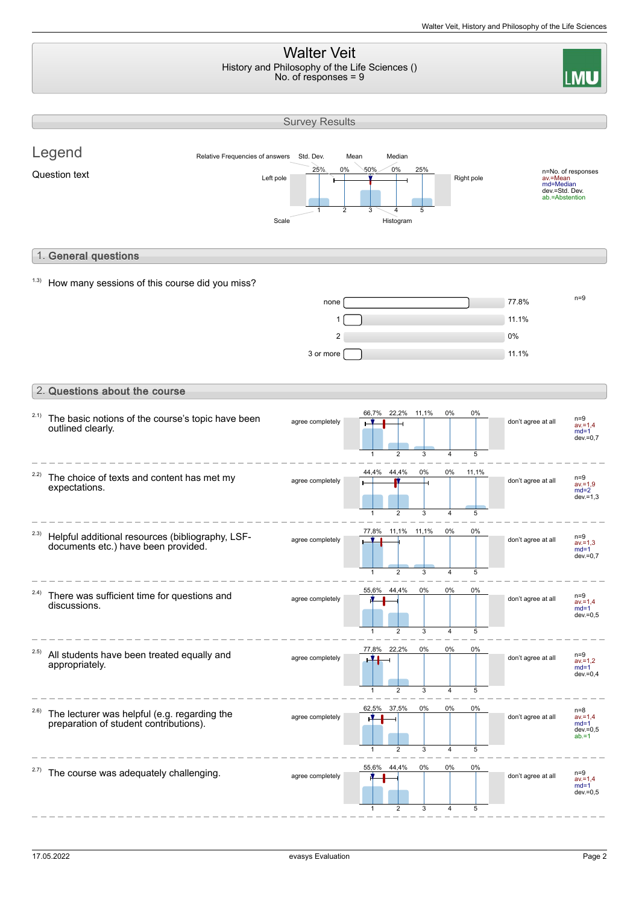# Walter Veit

History and Philosophy of the Life Sciences ()
No. of responses = 9

## Survey Results

### Legend

Question text

Relative Frequencies of answers | Std. Dev. | Mean | Median

Left pole — Right pole

Scale — Histogram

n=No. of responses
av.=Mean
md=Median
dev.=Std. Dev.
ab.=Abstention

## 1. General questions

1.3) How many sessions of this course did you miss?

| Answer | Percentage |
|---|---|
| none | 77.8% |
| 1 | 11.1% |
| 2 | 0% |
| 3 or more | 11.1% |

n=9

## 2. Questions about the course

Scale: 1 = agree completely … 5 = don't agree at all

| Question | 1 | 2 | 3 | 4 | 5 | n | av. | md | dev. | ab. |
|---|---|---|---|---|---|---|---|---|---|---|
| 2.1) The basic notions of the course's topic have been outlined clearly. | 66,7% | 22,2% | 11,1% | 0% | 0% | 9 | 1,4 | 1 | 0,7 | |
| 2.2) The choice of texts and content has met my expectations. | 44,4% | 44,4% | 0% | 0% | 11,1% | 9 | 1,9 | 2 | 1,3 | |
| 2.3) Helpful additional resources (bibliography, LSF-documents etc.) have been provided. | 77,8% | 11,1% | 11,1% | 0% | 0% | 9 | 1,3 | 1 | 0,7 | |
| 2.4) There was sufficient time for questions and discussions. | 55,6% | 44,4% | 0% | 0% | 0% | 9 | 1,4 | 1 | 0,5 | |
| 2.5) All students have been treated equally and appropriately. | 77,8% | 22,2% | 0% | 0% | 0% | 9 | 1,2 | 1 | 0,4 | |
| 2.6) The lecturer was helpful (e.g. regarding the preparation of student contributions). | 62,5% | 37,5% | 0% | 0% | 0% | 8 | 1,4 | 1 | 0,5 | 1 |
| 2.7) The course was adequately challenging. | 55,6% | 44,4% | 0% | 0% | 0% | 9 | 1,4 | 1 | 0,5 | |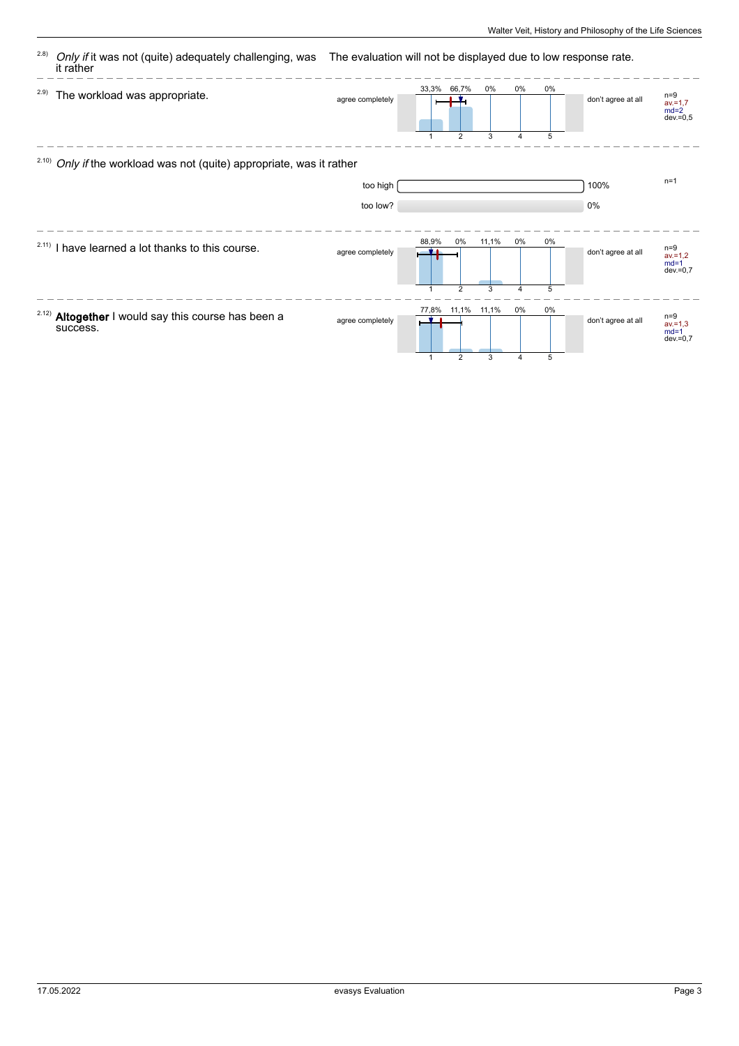2.8) *Only if* it was not (quite) adequately challenging, was it rather

The evaluation will not be displayed due to low response rate.

2.9) The workload was appropriate.

| | 1 | 2 | 3 | 4 | 5 | | |
|---|---|---|---|---|---|---|---|
| agree completely | 33,3% | 66,7% | 0% | 0% | 0% | don't agree at all | n=9<br>av.=1,7<br>md=2<br>dev.=0,5 |

2.10) *Only if* the workload was not (quite) appropriate, was it rather

| | | n=1 |
|---|---|---|
| too high | 100% | |
| too low? | 0% | |

2.11) I have learned a lot thanks to this course.

| | 1 | 2 | 3 | 4 | 5 | | |
|---|---|---|---|---|---|---|---|
| agree completely | 88,9% | 0% | 11,1% | 0% | 0% | don't agree at all | n=9<br>av.=1,2<br>md=1<br>dev.=0,7 |

2.12) **Altogether** I would say this course has been a success.

| | 1 | 2 | 3 | 4 | 5 | | |
|---|---|---|---|---|---|---|---|
| agree completely | 77,8% | 11,1% | 11,1% | 0% | 0% | don't agree at all | n=9<br>av.=1,3<br>md=1<br>dev.=0,7 |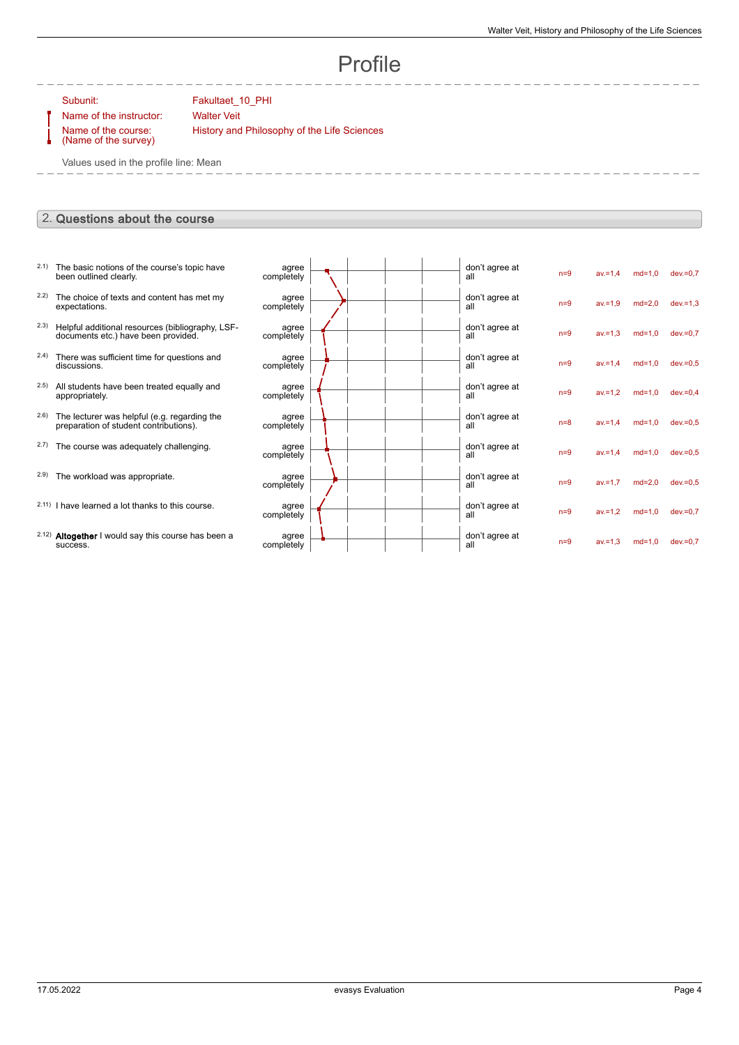# Profile

Subunit: Fakultaet_10_PHI

Name of the instructor: Walter Veit

Name of the course: (Name of the survey) History and Philosophy of the Life Sciences

Values used in the profile line: Mean

## 2. Questions about the course

| No. | Question | Left pole | Right pole | n | av. | md | dev. |
|---|---|---|---|---|---|---|---|
| 2.1) | The basic notions of the course's topic have been outlined clearly. | agree completely | don't agree at all | n=9 | av.=1,4 | md=1,0 | dev.=0,7 |
| 2.2) | The choice of texts and content has met my expectations. | agree completely | don't agree at all | n=9 | av.=1,9 | md=2,0 | dev.=1,3 |
| 2.3) | Helpful additional resources (bibliography, LSF-documents etc.) have been provided. | agree completely | don't agree at all | n=9 | av.=1,3 | md=1,0 | dev.=0,7 |
| 2.4) | There was sufficient time for questions and discussions. | agree completely | don't agree at all | n=9 | av.=1,4 | md=1,0 | dev.=0,5 |
| 2.5) | All students have been treated equally and appropriately. | agree completely | don't agree at all | n=9 | av.=1,2 | md=1,0 | dev.=0,4 |
| 2.6) | The lecturer was helpful (e.g. regarding the preparation of student contributions). | agree completely | don't agree at all | n=8 | av.=1,4 | md=1,0 | dev.=0,5 |
| 2.7) | The course was adequately challenging. | agree completely | don't agree at all | n=9 | av.=1,4 | md=1,0 | dev.=0,5 |
| 2.9) | The workload was appropriate. | agree completely | don't agree at all | n=9 | av.=1,7 | md=2,0 | dev.=0,5 |
| 2.11) | I have learned a lot thanks to this course. | agree completely | don't agree at all | n=9 | av.=1,2 | md=1,0 | dev.=0,7 |
| 2.12) | **Altogether** I would say this course has been a success. | agree completely | don't agree at all | n=9 | av.=1,3 | md=1,0 | dev.=0,7 |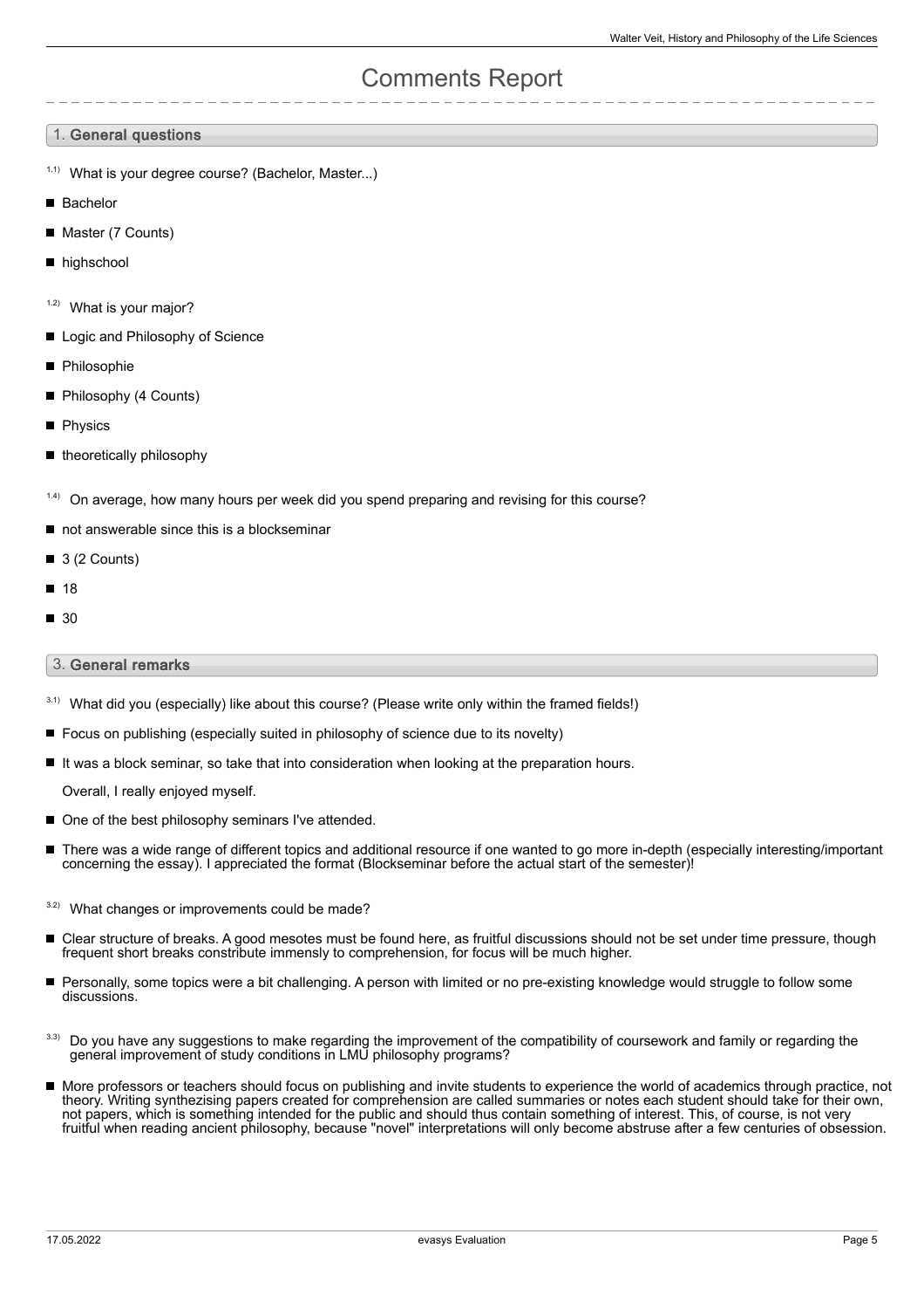# Comments Report

## 1. General questions

1.1) What is your degree course? (Bachelor, Master...)

- Bachelor
- Master (7 Counts)
- highschool

1.2) What is your major?

- Logic and Philosophy of Science
- Philosophie
- Philosophy (4 Counts)
- Physics
- theoretically philosophy

1.4) On average, how many hours per week did you spend preparing and revising for this course?

- not answerable since this is a blockseminar
- 3 (2 Counts)
- 18
- 30

## 3. General remarks

3.1) What did you (especially) like about this course? (Please write only within the framed fields!)

- Focus on publishing (especially suited in philosophy of science due to its novelty)
- It was a block seminar, so take that into consideration when looking at the preparation hours.

  Overall, I really enjoyed myself.
- One of the best philosophy seminars I've attended.
- There was a wide range of different topics and additional resource if one wanted to go more in-depth (especially interesting/important concerning the essay). I appreciated the format (Blockseminar before the actual start of the semester)!

3.2) What changes or improvements could be made?

- Clear structure of breaks. A good mesotes must be found here, as fruitful discussions should not be set under time pressure, though frequent short breaks constribute immensly to comprehension, for focus will be much higher.
- Personally, some topics were a bit challenging. A person with limited or no pre-existing knowledge would struggle to follow some discussions.

3.3) Do you have any suggestions to make regarding the improvement of the compatibility of coursework and family or regarding the general improvement of study conditions in LMU philosophy programs?

- More professors or teachers should focus on publishing and invite students to experience the world of academics through practice, not theory. Writing synthezising papers created for comprehension are called summaries or notes each student should take for their own, not papers, which is something intended for the public and should thus contain something of interest. This, of course, is not very fruitful when reading ancient philosophy, because "novel" interpretations will only become abstruse after a few centuries of obsession.